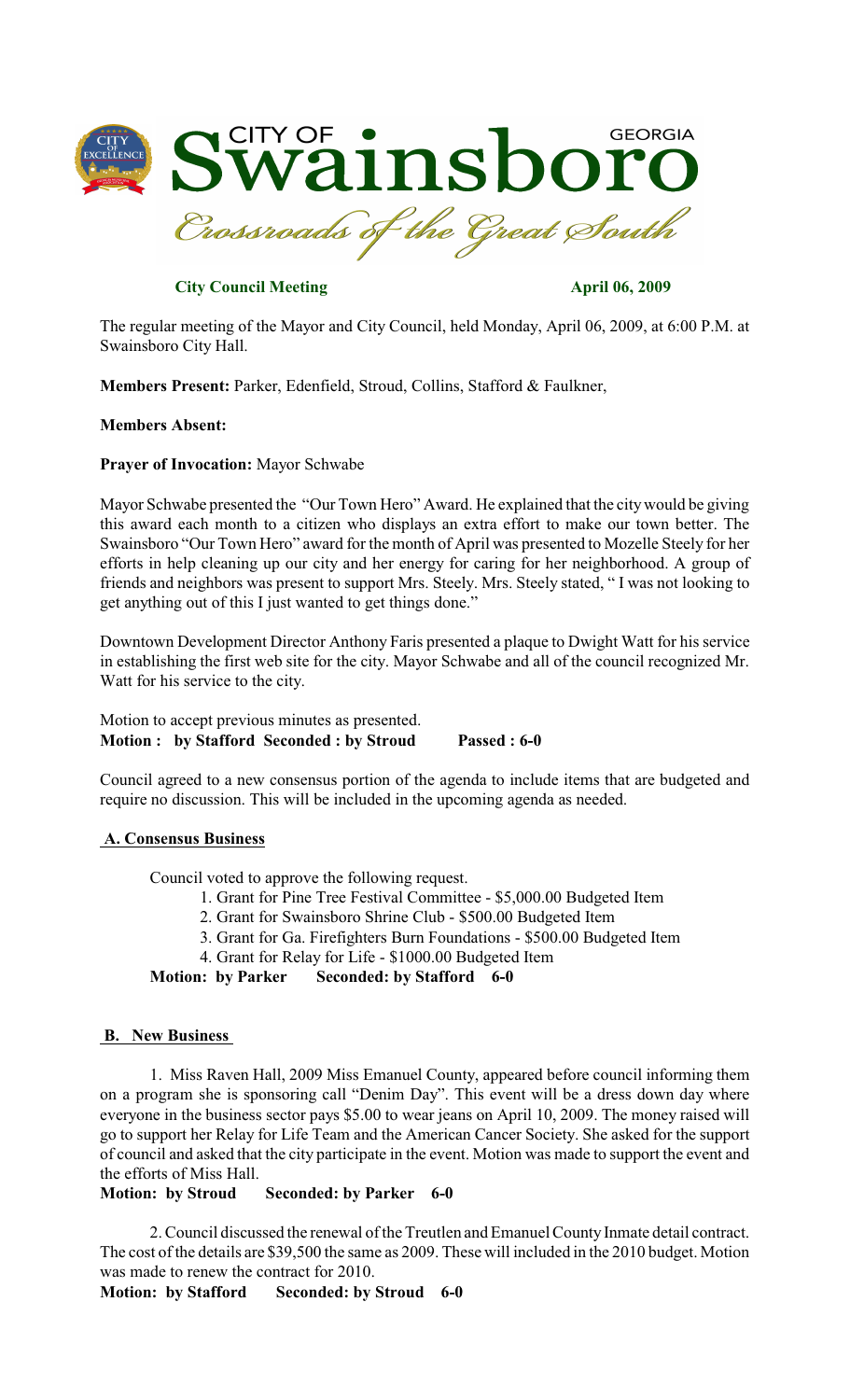# CITY OF Swainsboro GEORGIA

*Crossroads of the Great South*

**City Council Meeting** **April 06, 2009**

The regular meeting of the Mayor and City Council, held Monday, April 06, 2009, at 6:00 P.M. at Swainsboro City Hall.

**Members Present:** Parker, Edenfield, Stroud, Collins, Stafford & Faulkner,

**Members Absent:**

**Prayer of Invocation:** Mayor Schwabe

Mayor Schwabe presented the "Our Town Hero" Award. He explained that the city would be giving this award each month to a citizen who displays an extra effort to make our town better. The Swainsboro "Our Town Hero" award for the month of April was presented to Mozelle Steely for her efforts in help cleaning up our city and her energy for caring for her neighborhood. A group of friends and neighbors was present to support Mrs. Steely. Mrs. Steely stated, " I was not looking to get anything out of this I just wanted to get things done."

Downtown Development Director Anthony Faris presented a plaque to Dwight Watt for his service in establishing the first web site for the city. Mayor Schwabe and all of the council recognized Mr. Watt for his service to the city.

Motion to accept previous minutes as presented.
**Motion : by Stafford Seconded : by Stroud Passed : 6-0**

Council agreed to a new consensus portion of the agenda to include items that are budgeted and require no discussion. This will be included in the upcoming agenda as needed.

## A. Consensus Business

Council voted to approve the following request.

1. Grant for Pine Tree Festival Committee - $5,000.00 Budgeted Item
2. Grant for Swainsboro Shrine Club - $500.00 Budgeted Item
3. Grant for Ga. Firefighters Burn Foundations - $500.00 Budgeted Item
4. Grant for Relay for Life - $1000.00 Budgeted Item

**Motion: by Parker Seconded: by Stafford 6-0**

## B. New Business

1. Miss Raven Hall, 2009 Miss Emanuel County, appeared before council informing them on a program she is sponsoring call "Denim Day". This event will be a dress down day where everyone in the business sector pays $5.00 to wear jeans on April 10, 2009. The money raised will go to support her Relay for Life Team and the American Cancer Society. She asked for the support of council and asked that the city participate in the event. Motion was made to support the event and the efforts of Miss Hall.

**Motion: by Stroud Seconded: by Parker 6-0**

2. Council discussed the renewal of the Treutlen and Emanuel County Inmate detail contract. The cost of the details are $39,500 the same as 2009. These will included in the 2010 budget. Motion was made to renew the contract for 2010.

**Motion: by Stafford Seconded: by Stroud 6-0**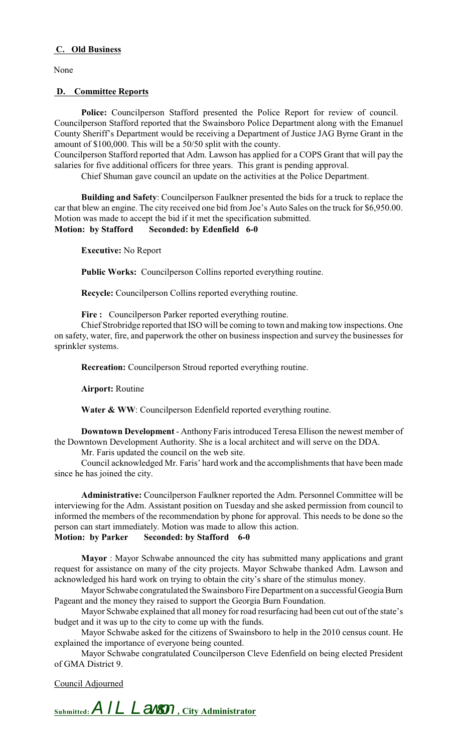**C. Old Business**

None

**D. Committee Reports**

**Police:** Councilperson Stafford presented the Police Report for review of council. Councilperson Stafford reported that the Swainsboro Police Department along with the Emanuel County Sheriff's Department would be receiving a Department of Justice JAG Byrne Grant in the amount of $100,000. This will be a 50/50 split with the county.

Councilperson Stafford reported that Adm. Lawson has applied for a COPS Grant that will pay the salaries for five additional officers for three years. This grant is pending approval.

Chief Shuman gave council an update on the activities at the Police Department.

**Building and Safety**: Councilperson Faulkner presented the bids for a truck to replace the car that blew an engine. The city received one bid from Joe's Auto Sales on the truck for $6,950.00. Motion was made to accept the bid if it met the specification submitted.

**Motion: by Stafford Seconded: by Edenfield 6-0**

**Executive:** No Report

**Public Works:** Councilperson Collins reported everything routine.

**Recycle:** Councilperson Collins reported everything routine.

**Fire :** Councilperson Parker reported everything routine.

Chief Strobridge reported that ISO will be coming to town and making tow inspections. One on safety, water, fire, and paperwork the other on business inspection and survey the businesses for sprinkler systems.

**Recreation:** Councilperson Stroud reported everything routine.

**Airport:** Routine

**Water & WW**: Councilperson Edenfield reported everything routine.

**Downtown Development** - Anthony Faris introduced Teresa Ellison the newest member of the Downtown Development Authority. She is a local architect and will serve on the DDA.

Mr. Faris updated the council on the web site.

Council acknowledged Mr. Faris' hard work and the accomplishments that have been made since he has joined the city.

**Administrative:** Councilperson Faulkner reported the Adm. Personnel Committee will be interviewing for the Adm. Assistant position on Tuesday and she asked permission from council to informed the members of the recommendation by phone for approval. This needs to be done so the person can start immediately. Motion was made to allow this action.

**Motion: by Parker Seconded: by Stafford 6-0**

**Mayor** : Mayor Schwabe announced the city has submitted many applications and grant request for assistance on many of the city projects. Mayor Schwabe thanked Adm. Lawson and acknowledged his hard work on trying to obtain the city's share of the stimulus money.

Mayor Schwabe congratulated the Swainsboro Fire Department on a successful Geogia Burn Pageant and the money they raised to support the Georgia Burn Foundation.

Mayor Schwabe explained that all money for road resurfacing had been cut out of the state's budget and it was up to the city to come up with the funds.

Mayor Schwabe asked for the citizens of Swainsboro to help in the 2010 census count. He explained the importance of everyone being counted.

Mayor Schwabe congratulated Councilperson Cleve Edenfield on being elected President of GMA District 9.

Council Adjourned

**Submitted:** *A l L Lawson* **, City Administrator**